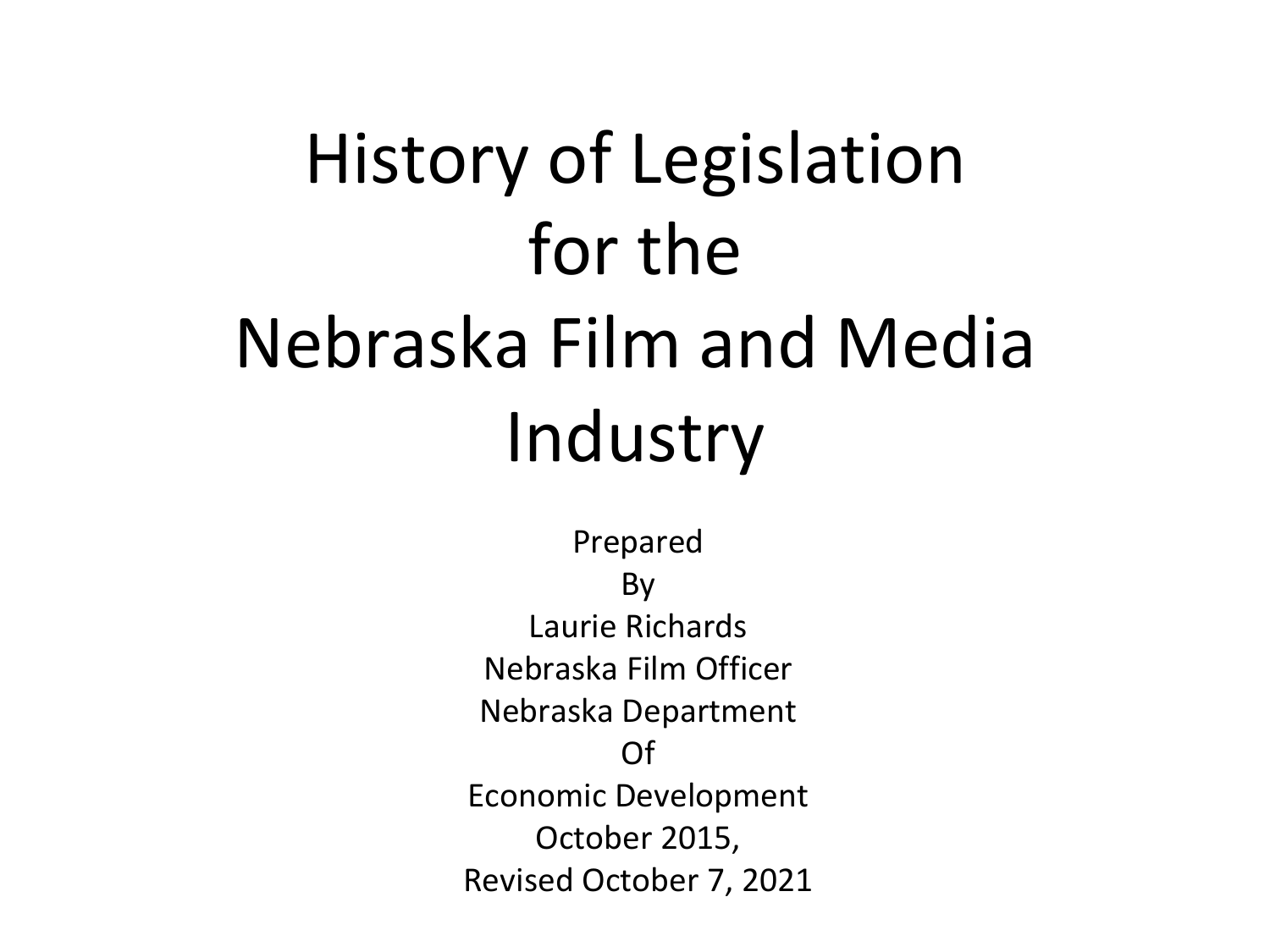# History of Legislation for the Nebraska Film and Media Industry

Prepared
By
Laurie Richards
Nebraska Film Officer
Nebraska Department
Of
Economic Development
October 2015,
Revised October 7, 2021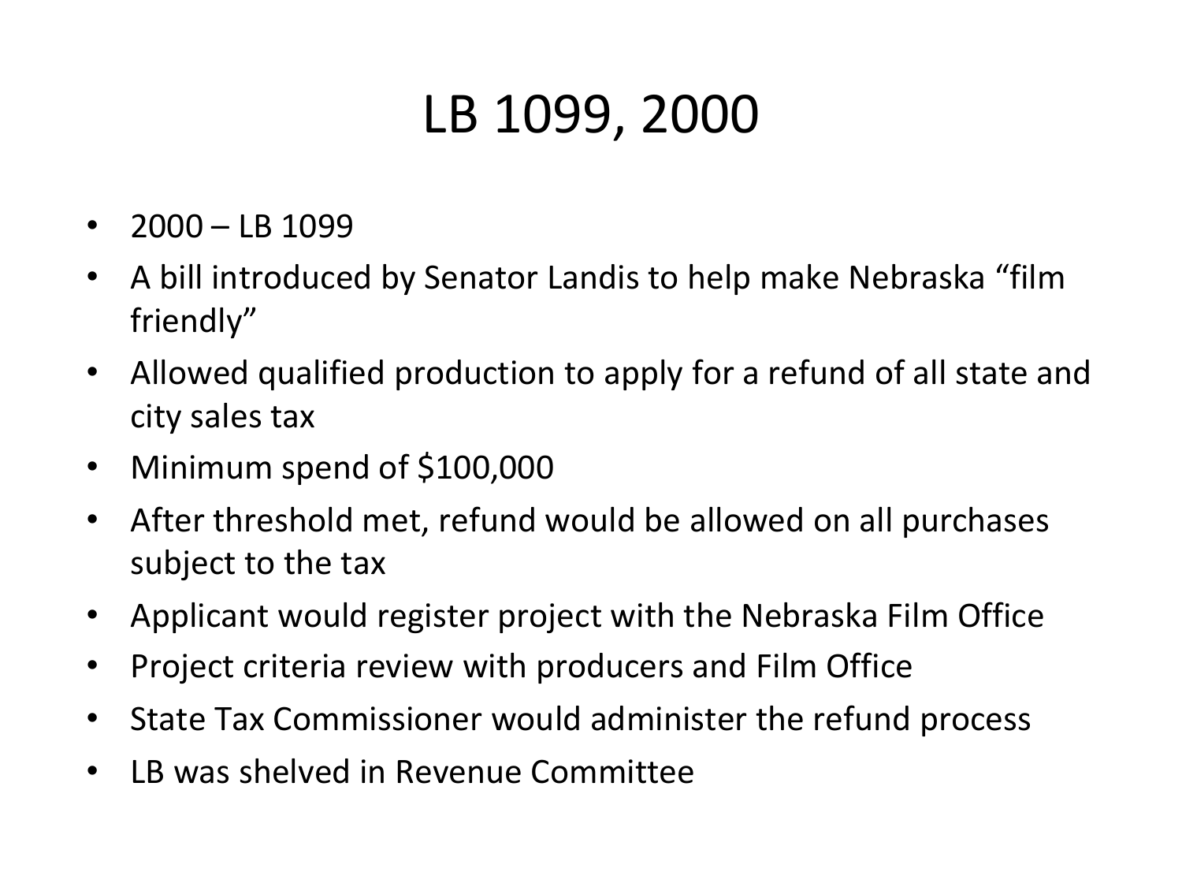# LB 1099, 2000

- 2000 – LB 1099
- A bill introduced by Senator Landis to help make Nebraska “film friendly”
- Allowed qualified production to apply for a refund of all state and city sales tax
- Minimum spend of $100,000
- After threshold met, refund would be allowed on all purchases subject to the tax
- Applicant would register project with the Nebraska Film Office
- Project criteria review with producers and Film Office
- State Tax Commissioner would administer the refund process
- LB was shelved in Revenue Committee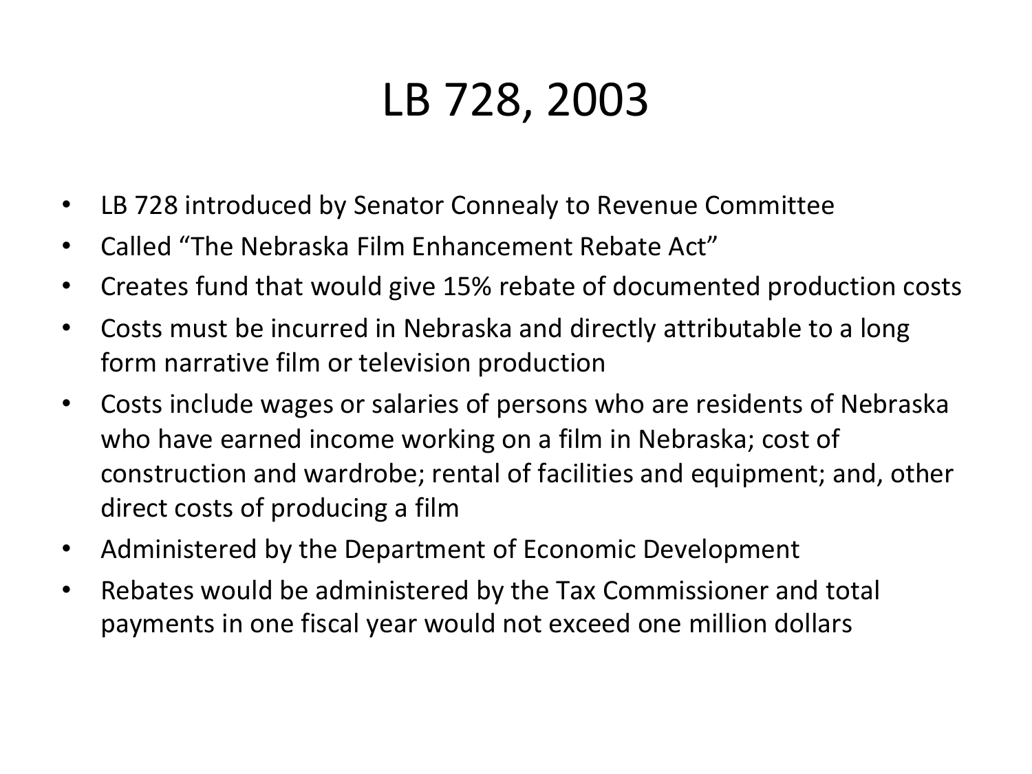# LB 728, 2003

- LB 728 introduced by Senator Connealy to Revenue Committee
- Called "The Nebraska Film Enhancement Rebate Act"
- Creates fund that would give 15% rebate of documented production costs
- Costs must be incurred in Nebraska and directly attributable to a long form narrative film or television production
- Costs include wages or salaries of persons who are residents of Nebraska who have earned income working on a film in Nebraska; cost of construction and wardrobe; rental of facilities and equipment; and, other direct costs of producing a film
- Administered by the Department of Economic Development
- Rebates would be administered by the Tax Commissioner and total payments in one fiscal year would not exceed one million dollars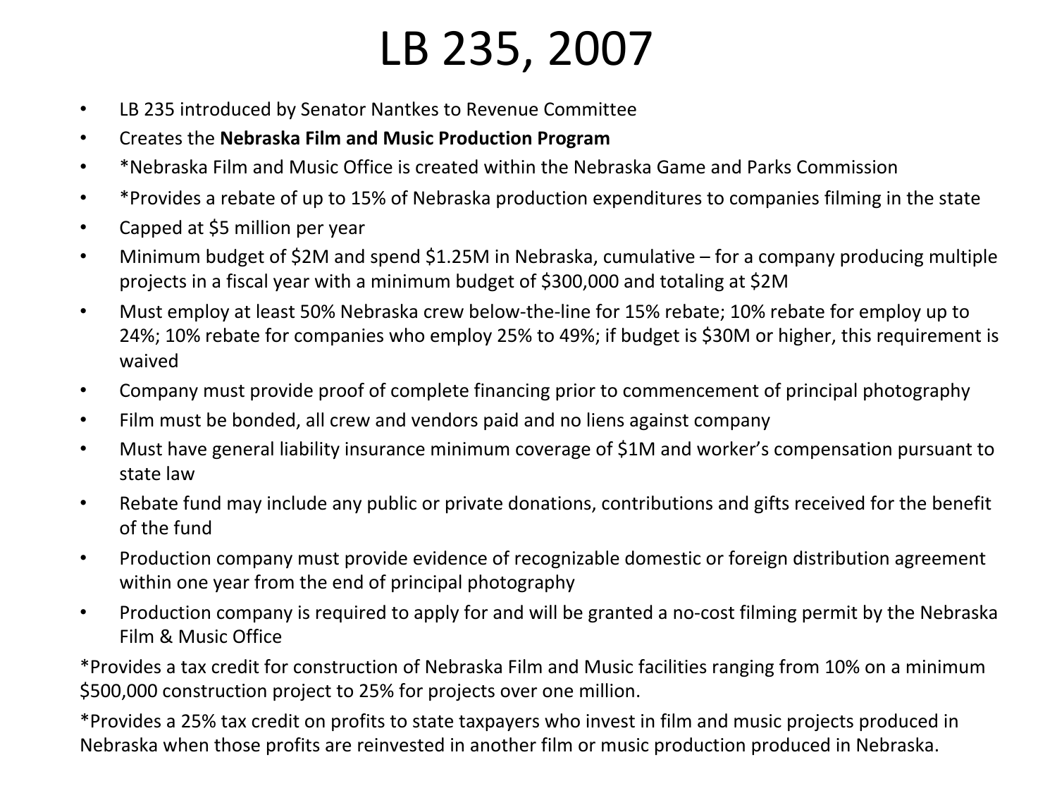# LB 235, 2007

- LB 235 introduced by Senator Nantkes to Revenue Committee
- Creates the **Nebraska Film and Music Production Program**
- *Nebraska Film and Music Office is created within the Nebraska Game and Parks Commission
- *Provides a rebate of up to 15% of Nebraska production expenditures to companies filming in the state
- Capped at $5 million per year
- Minimum budget of $2M and spend $1.25M in Nebraska, cumulative – for a company producing multiple projects in a fiscal year with a minimum budget of $300,000 and totaling at $2M
- Must employ at least 50% Nebraska crew below-the-line for 15% rebate; 10% rebate for employ up to 24%; 10% rebate for companies who employ 25% to 49%; if budget is $30M or higher, this requirement is waived
- Company must provide proof of complete financing prior to commencement of principal photography
- Film must be bonded, all crew and vendors paid and no liens against company
- Must have general liability insurance minimum coverage of $1M and worker's compensation pursuant to state law
- Rebate fund may include any public or private donations, contributions and gifts received for the benefit of the fund
- Production company must provide evidence of recognizable domestic or foreign distribution agreement within one year from the end of principal photography
- Production company is required to apply for and will be granted a no-cost filming permit by the Nebraska Film & Music Office

*Provides a tax credit for construction of Nebraska Film and Music facilities ranging from 10% on a minimum $500,000 construction project to 25% for projects over one million.

*Provides a 25% tax credit on profits to state taxpayers who invest in film and music projects produced in Nebraska when those profits are reinvested in another film or music production produced in Nebraska.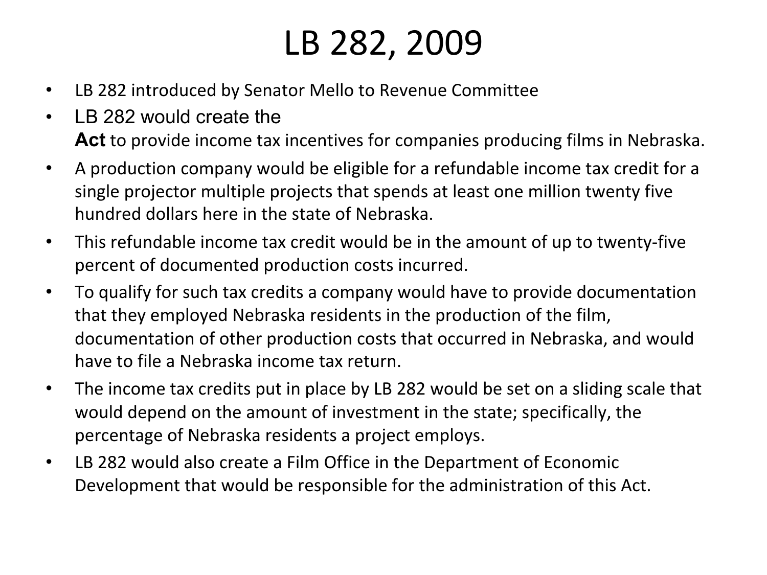# LB 282, 2009

- LB 282 introduced by Senator Mello to Revenue Committee
- LB 282 would create the **Act** to provide income tax incentives for companies producing films in Nebraska.
- A production company would be eligible for a refundable income tax credit for a single projector multiple projects that spends at least one million twenty five hundred dollars here in the state of Nebraska.
- This refundable income tax credit would be in the amount of up to twenty-five percent of documented production costs incurred.
- To qualify for such tax credits a company would have to provide documentation that they employed Nebraska residents in the production of the film, documentation of other production costs that occurred in Nebraska, and would have to file a Nebraska income tax return.
- The income tax credits put in place by LB 282 would be set on a sliding scale that would depend on the amount of investment in the state; specifically, the percentage of Nebraska residents a project employs.
- LB 282 would also create a Film Office in the Department of Economic Development that would be responsible for the administration of this Act.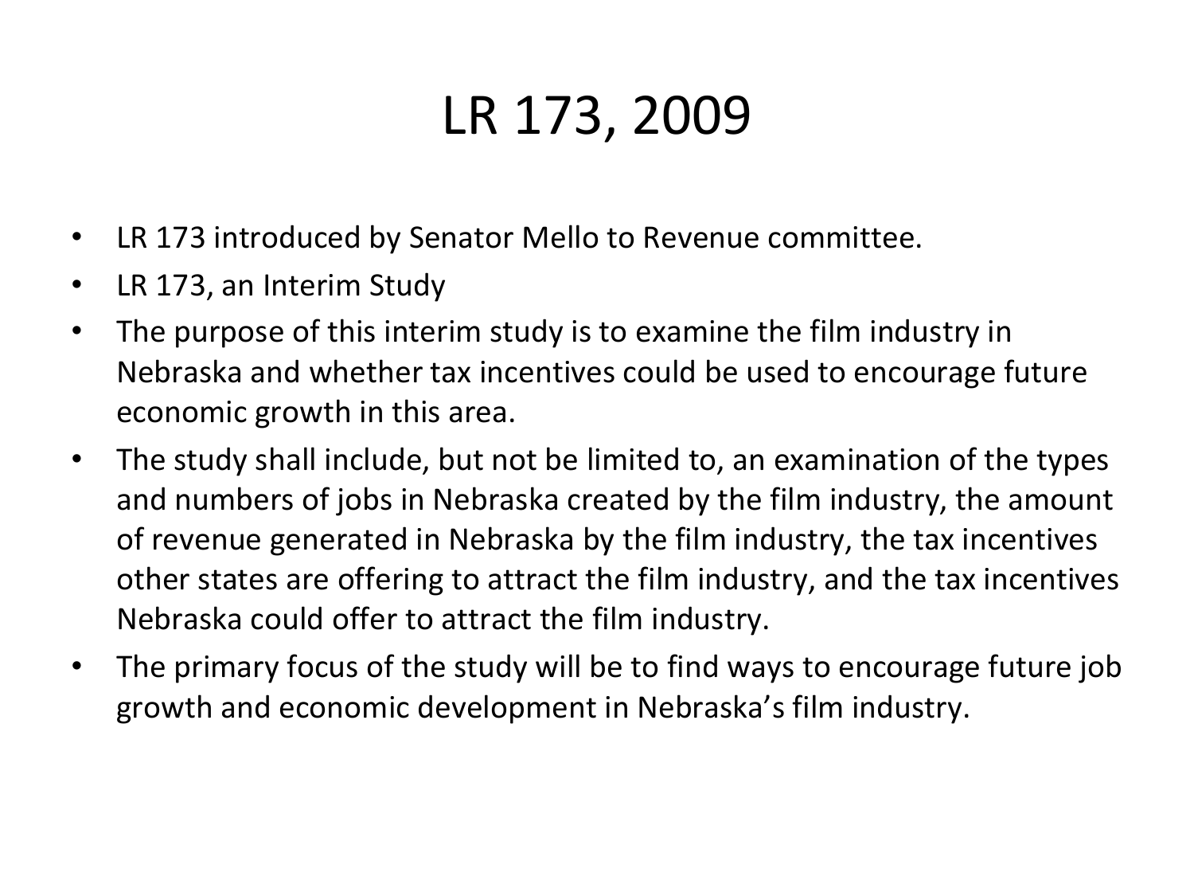# LR 173, 2009

- LR 173 introduced by Senator Mello to Revenue committee.
- LR 173, an Interim Study
- The purpose of this interim study is to examine the film industry in Nebraska and whether tax incentives could be used to encourage future economic growth in this area.
- The study shall include, but not be limited to, an examination of the types and numbers of jobs in Nebraska created by the film industry, the amount of revenue generated in Nebraska by the film industry, the tax incentives other states are offering to attract the film industry, and the tax incentives Nebraska could offer to attract the film industry.
- The primary focus of the study will be to find ways to encourage future job growth and economic development in Nebraska's film industry.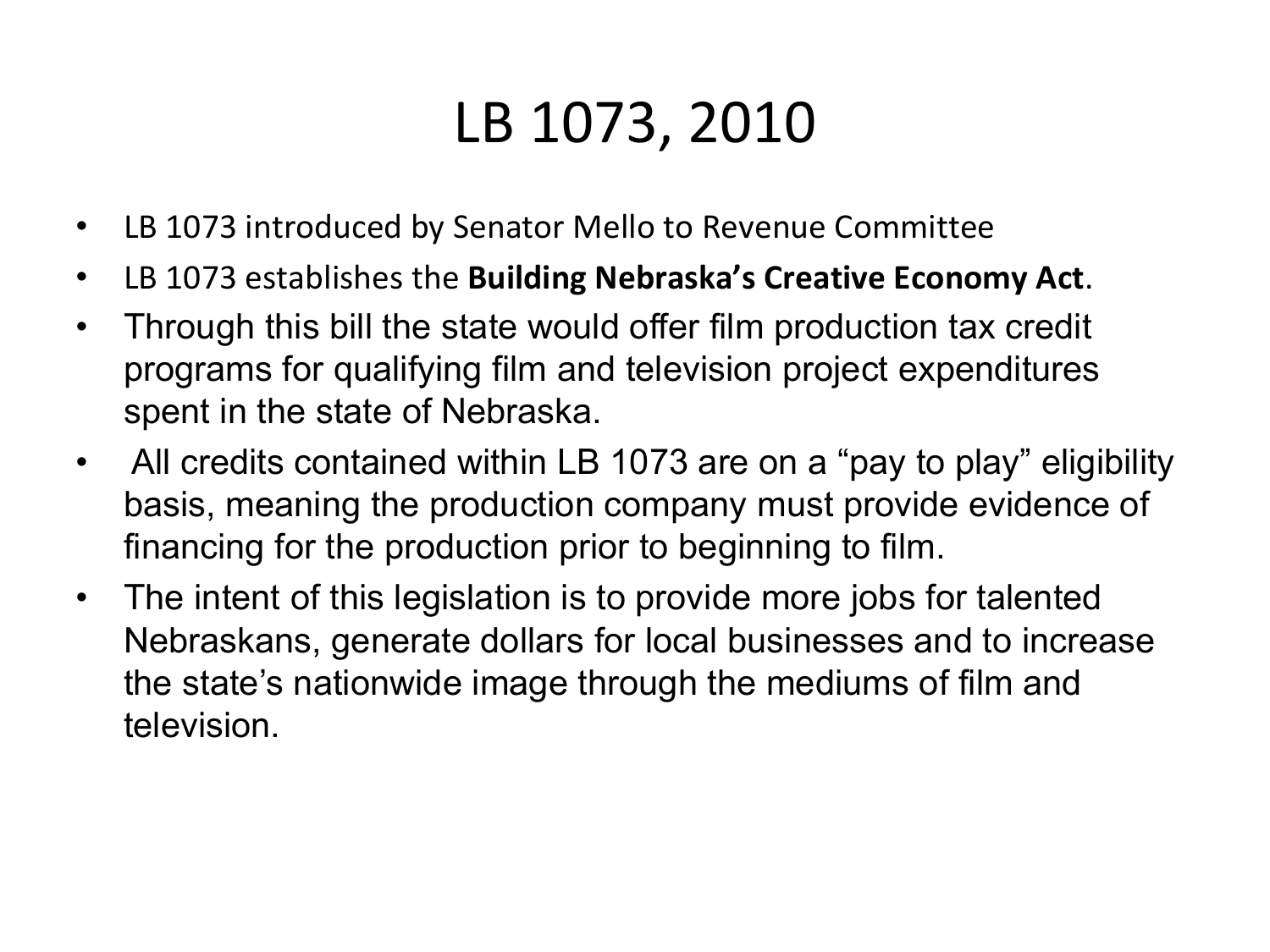# LB 1073, 2010

- LB 1073 introduced by Senator Mello to Revenue Committee
- LB 1073 establishes the **Building Nebraska's Creative Economy Act**.
- Through this bill the state would offer film production tax credit programs for qualifying film and television project expenditures spent in the state of Nebraska.
- All credits contained within LB 1073 are on a "pay to play" eligibility basis, meaning the production company must provide evidence of financing for the production prior to beginning to film.
- The intent of this legislation is to provide more jobs for talented Nebraskans, generate dollars for local businesses and to increase the state's nationwide image through the mediums of film and television.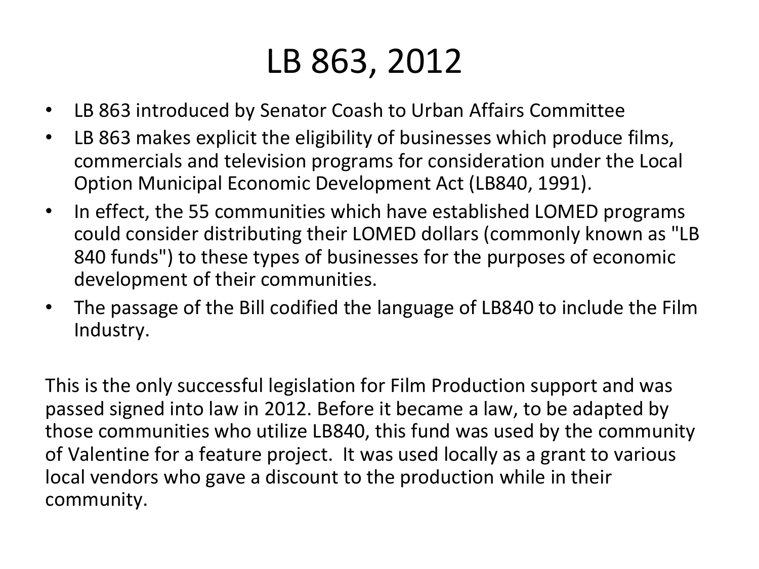# LB 863, 2012

- LB 863 introduced by Senator Coash to Urban Affairs Committee
- LB 863 makes explicit the eligibility of businesses which produce films, commercials and television programs for consideration under the Local Option Municipal Economic Development Act (LB840, 1991).
- In effect, the 55 communities which have established LOMED programs could consider distributing their LOMED dollars (commonly known as "LB 840 funds") to these types of businesses for the purposes of economic development of their communities.
- The passage of the Bill codified the language of LB840 to include the Film Industry.

This is the only successful legislation for Film Production support and was passed signed into law in 2012. Before it became a law, to be adapted by those communities who utilize LB840, this fund was used by the community of Valentine for a feature project. It was used locally as a grant to various local vendors who gave a discount to the production while in their community.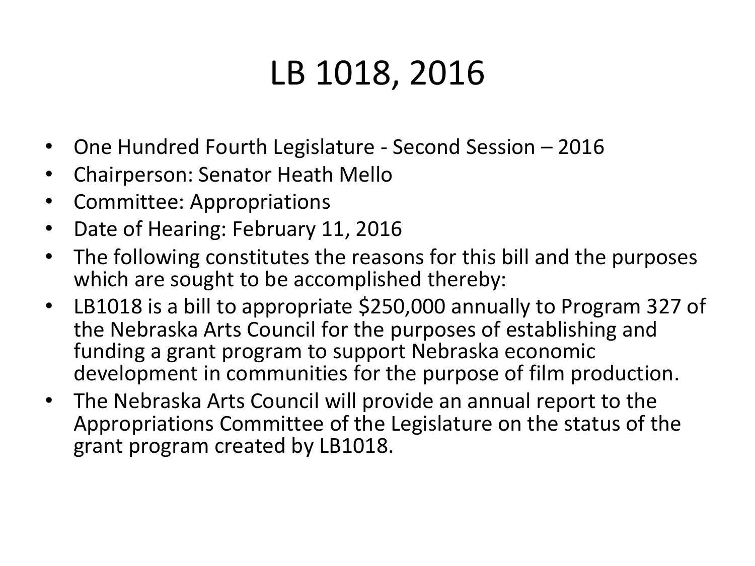# LB 1018, 2016

- One Hundred Fourth Legislature - Second Session – 2016
- Chairperson: Senator Heath Mello
- Committee: Appropriations
- Date of Hearing: February 11, 2016
- The following constitutes the reasons for this bill and the purposes which are sought to be accomplished thereby:
- LB1018 is a bill to appropriate $250,000 annually to Program 327 of the Nebraska Arts Council for the purposes of establishing and funding a grant program to support Nebraska economic development in communities for the purpose of film production.
- The Nebraska Arts Council will provide an annual report to the Appropriations Committee of the Legislature on the status of the grant program created by LB1018.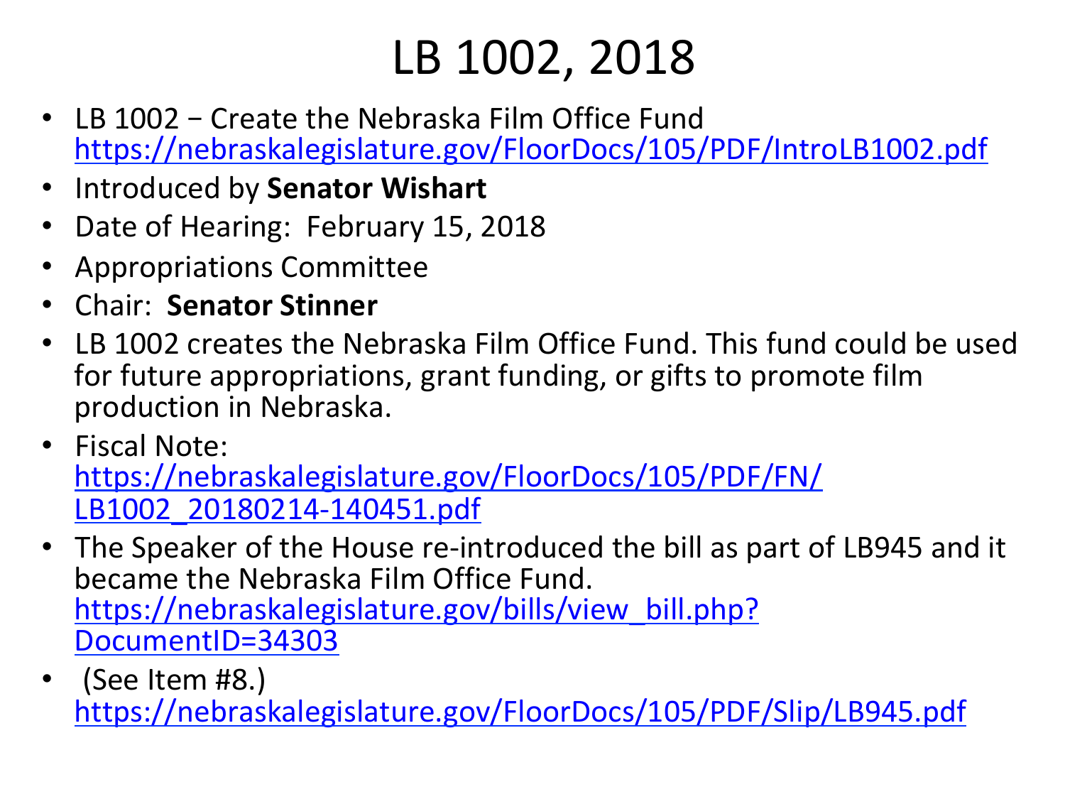# LB 1002, 2018

- LB 1002 − Create the Nebraska Film Office Fund https://nebraskalegislature.gov/FloorDocs/105/PDF/IntroLB1002.pdf
- Introduced by **Senator Wishart**
- Date of Hearing: February 15, 2018
- Appropriations Committee
- Chair: **Senator Stinner**
- LB 1002 creates the Nebraska Film Office Fund. This fund could be used for future appropriations, grant funding, or gifts to promote film production in Nebraska.
- Fiscal Note: https://nebraskalegislature.gov/FloorDocs/105/PDF/FN/LB1002_20180214-140451.pdf
- The Speaker of the House re-introduced the bill as part of LB945 and it became the Nebraska Film Office Fund. https://nebraskalegislature.gov/bills/view_bill.php?DocumentID=34303
- (See Item #8.) https://nebraskalegislature.gov/FloorDocs/105/PDF/Slip/LB945.pdf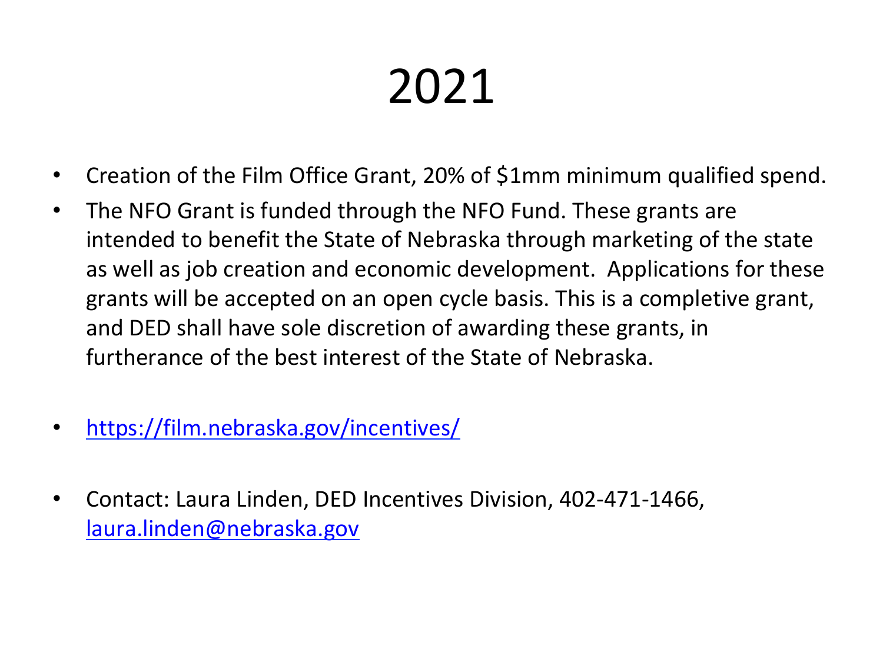# 2021

- Creation of the Film Office Grant, 20% of $1mm minimum qualified spend.
- The NFO Grant is funded through the NFO Fund. These grants are intended to benefit the State of Nebraska through marketing of the state as well as job creation and economic development. Applications for these grants will be accepted on an open cycle basis. This is a completive grant, and DED shall have sole discretion of awarding these grants, in furtherance of the best interest of the State of Nebraska.

- https://film.nebraska.gov/incentives/

- Contact: Laura Linden, DED Incentives Division, 402-471-1466, laura.linden@nebraska.gov